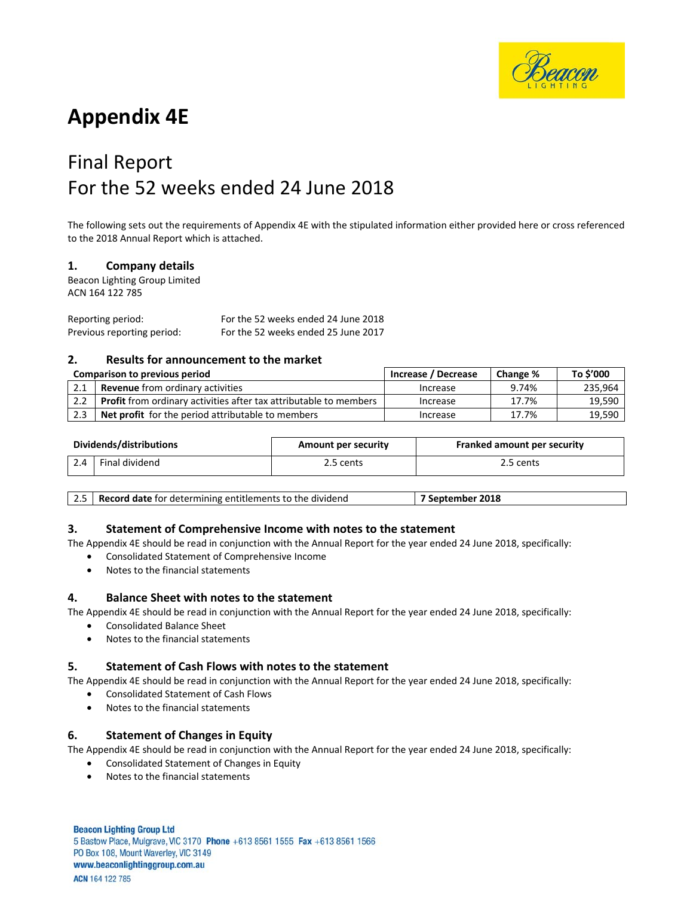# Appendix 4E

## Final Report
## For the 52 weeks ended 24 June 2018

The following sets out the requirements of Appendix 4E with the stipulated information either provided here or cross referenced to the 2018 Annual Report which is attached.

### 1. Company details

Beacon Lighting Group Limited
ACN 164 122 785

| | |
|---|---|
| Reporting period: | For the 52 weeks ended 24 June 2018 |
| Previous reporting period: | For the 52 weeks ended 25 June 2017 |

### 2. Results for announcement to the market

| Comparison to previous period | | Increase / Decrease | Change % | To $'000 |
|---|---|---|---|---|
| 2.1 | **Revenue** from ordinary activities | Increase | 9.74% | 235,964 |
| 2.2 | **Profit** from ordinary activities after tax attributable to members | Increase | 17.7% | 19,590 |
| 2.3 | **Net profit** for the period attributable to members | Increase | 17.7% | 19,590 |

| Dividends/distributions | | Amount per security | Franked amount per security |
|---|---|---|---|
| 2.4 | Final dividend | 2.5 cents | 2.5 cents |

| | | |
|---|---|---|
| 2.5 | **Record date** for determining entitlements to the dividend | **7 September 2018** |

### 3. Statement of Comprehensive Income with notes to the statement

The Appendix 4E should be read in conjunction with the Annual Report for the year ended 24 June 2018, specifically:

- Consolidated Statement of Comprehensive Income
- Notes to the financial statements

### 4. Balance Sheet with notes to the statement

The Appendix 4E should be read in conjunction with the Annual Report for the year ended 24 June 2018, specifically:

- Consolidated Balance Sheet
- Notes to the financial statements

### 5. Statement of Cash Flows with notes to the statement

The Appendix 4E should be read in conjunction with the Annual Report for the year ended 24 June 2018, specifically:

- Consolidated Statement of Cash Flows
- Notes to the financial statements

### 6. Statement of Changes in Equity

The Appendix 4E should be read in conjunction with the Annual Report for the year ended 24 June 2018, specifically:

- Consolidated Statement of Changes in Equity
- Notes to the financial statements

**Beacon Lighting Group Ltd**
5 Bastow Place, Mulgrave, VIC 3170 **Phone** +613 8561 1555 **Fax** +613 8561 1566
PO Box 108, Mount Waverley, VIC 3149
**www.beaconlightinggroup.com.au**
**ACN** 164 122 785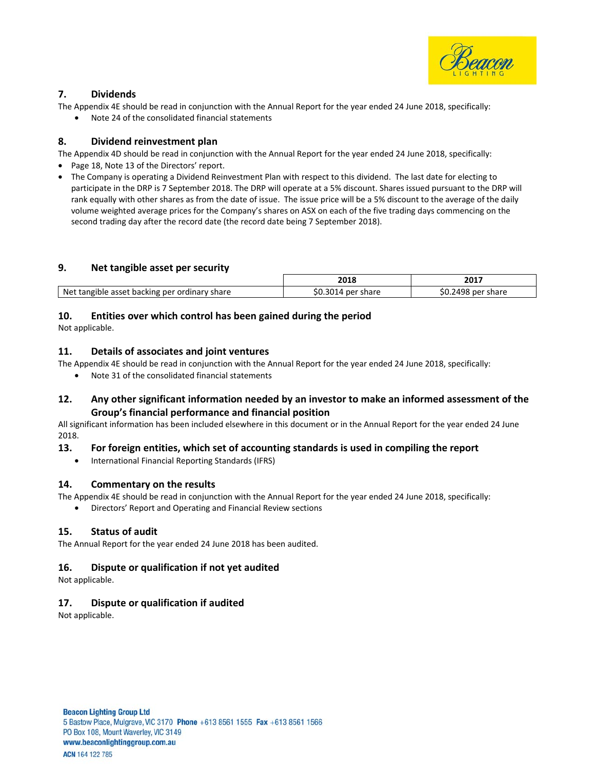## 7. Dividends

The Appendix 4E should be read in conjunction with the Annual Report for the year ended 24 June 2018, specifically:

- Note 24 of the consolidated financial statements

## 8. Dividend reinvestment plan

The Appendix 4D should be read in conjunction with the Annual Report for the year ended 24 June 2018, specifically:

- Page 18, Note 13 of the Directors' report.
- The Company is operating a Dividend Reinvestment Plan with respect to this dividend. The last date for electing to participate in the DRP is 7 September 2018. The DRP will operate at a 5% discount. Shares issued pursuant to the DRP will rank equally with other shares as from the date of issue. The issue price will be a 5% discount to the average of the daily volume weighted average prices for the Company's shares on ASX on each of the five trading days commencing on the second trading day after the record date (the record date being 7 September 2018).

## 9. Net tangible asset per security

| | 2018 | 2017 |
|---|---|---|
| Net tangible asset backing per ordinary share | $0.3014 per share | $0.2498 per share |

## 10. Entities over which control has been gained during the period

Not applicable.

## 11. Details of associates and joint ventures

The Appendix 4E should be read in conjunction with the Annual Report for the year ended 24 June 2018, specifically:

- Note 31 of the consolidated financial statements

## 12. Any other significant information needed by an investor to make an informed assessment of the Group's financial performance and financial position

All significant information has been included elsewhere in this document or in the Annual Report for the year ended 24 June 2018.

## 13. For foreign entities, which set of accounting standards is used in compiling the report

- International Financial Reporting Standards (IFRS)

## 14. Commentary on the results

The Appendix 4E should be read in conjunction with the Annual Report for the year ended 24 June 2018, specifically:

- Directors' Report and Operating and Financial Review sections

## 15. Status of audit

The Annual Report for the year ended 24 June 2018 has been audited.

## 16. Dispute or qualification if not yet audited

Not applicable.

## 17. Dispute or qualification if audited

Not applicable.

**Beacon Lighting Group Ltd**
5 Bastow Place, Mulgrave, VIC 3170 **Phone** +613 8561 1555 **Fax** +613 8561 1566
PO Box 108, Mount Waverley, VIC 3149
**www.beaconlightinggroup.com.au**
**ACN** 164 122 785